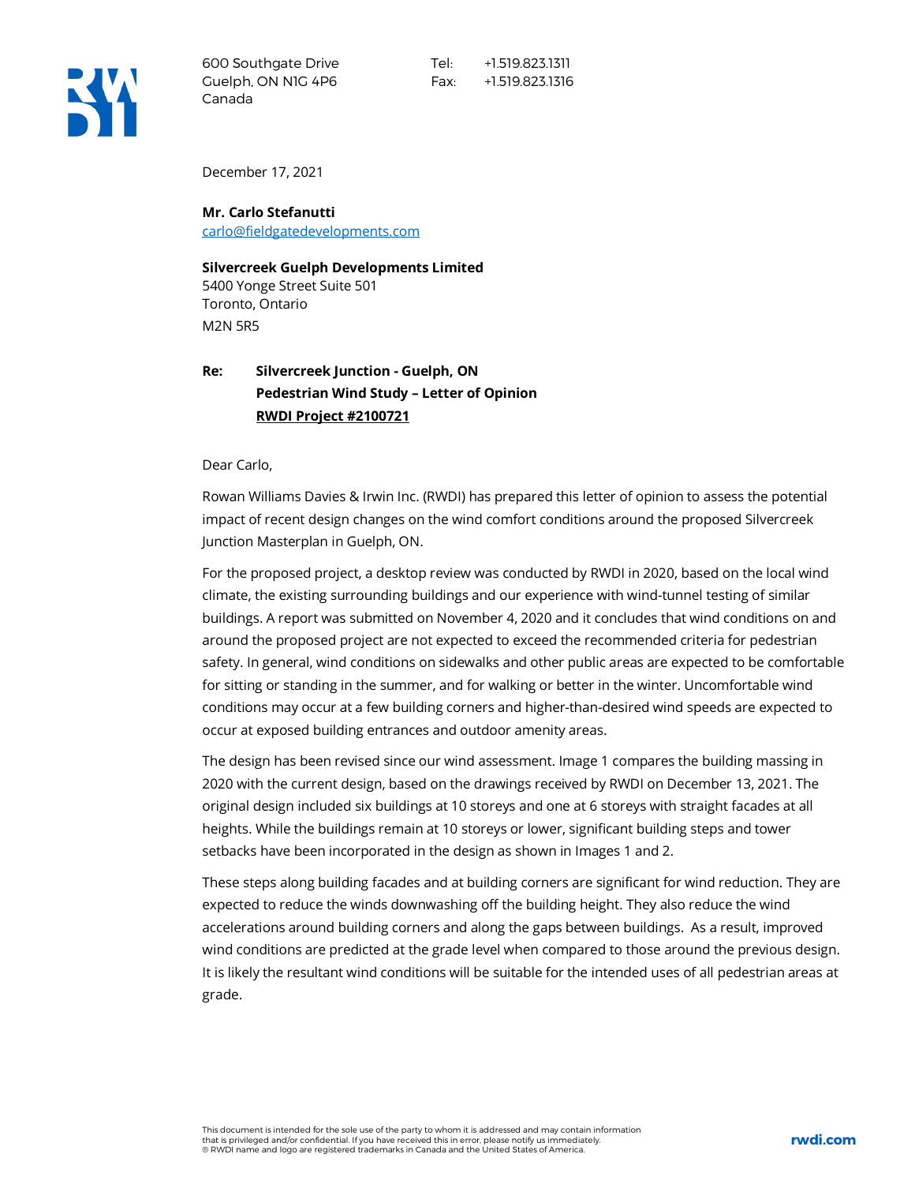600 Southgate Drive
Guelph, ON N1G 4P6
Canada

Tel: +1.519.823.1311
Fax: +1.519.823.1316

December 17, 2021

**Mr. Carlo Stefanutti**
carlo@fieldgatedevelopments.com

**Silvercreek Guelph Developments Limited**
5400 Yonge Street Suite 501
Toronto, Ontario
M2N 5R5

**Re: Silvercreek Junction - Guelph, ON**
**Pedestrian Wind Study – Letter of Opinion**
**RWDI Project #2100721**

Dear Carlo,

Rowan Williams Davies & Irwin Inc. (RWDI) has prepared this letter of opinion to assess the potential impact of recent design changes on the wind comfort conditions around the proposed Silvercreek Junction Masterplan in Guelph, ON.

For the proposed project, a desktop review was conducted by RWDI in 2020, based on the local wind climate, the existing surrounding buildings and our experience with wind-tunnel testing of similar buildings. A report was submitted on November 4, 2020 and it concludes that wind conditions on and around the proposed project are not expected to exceed the recommended criteria for pedestrian safety. In general, wind conditions on sidewalks and other public areas are expected to be comfortable for sitting or standing in the summer, and for walking or better in the winter. Uncomfortable wind conditions may occur at a few building corners and higher-than-desired wind speeds are expected to occur at exposed building entrances and outdoor amenity areas.

The design has been revised since our wind assessment. Image 1 compares the building massing in 2020 with the current design, based on the drawings received by RWDI on December 13, 2021. The original design included six buildings at 10 storeys and one at 6 storeys with straight facades at all heights. While the buildings remain at 10 storeys or lower, significant building steps and tower setbacks have been incorporated in the design as shown in Images 1 and 2.

These steps along building facades and at building corners are significant for wind reduction. They are expected to reduce the winds downwashing off the building height. They also reduce the wind accelerations around building corners and along the gaps between buildings. As a result, improved wind conditions are predicted at the grade level when compared to those around the previous design. It is likely the resultant wind conditions will be suitable for the intended uses of all pedestrian areas at grade.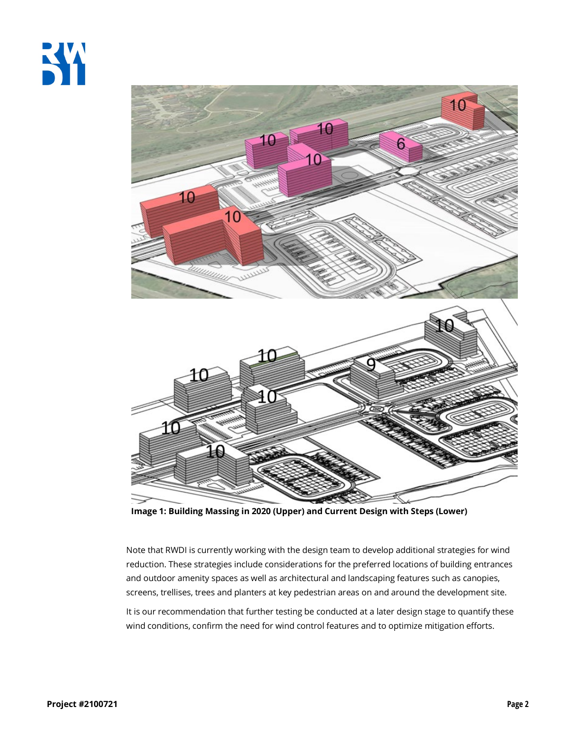**Image 1: Building Massing in 2020 (Upper) and Current Design with Steps (Lower)**

Note that RWDI is currently working with the design team to develop additional strategies for wind reduction. These strategies include considerations for the preferred locations of building entrances and outdoor amenity spaces as well as architectural and landscaping features such as canopies, screens, trellises, trees and planters at key pedestrian areas on and around the development site.

It is our recommendation that further testing be conducted at a later design stage to quantify these wind conditions, confirm the need for wind control features and to optimize mitigation efforts.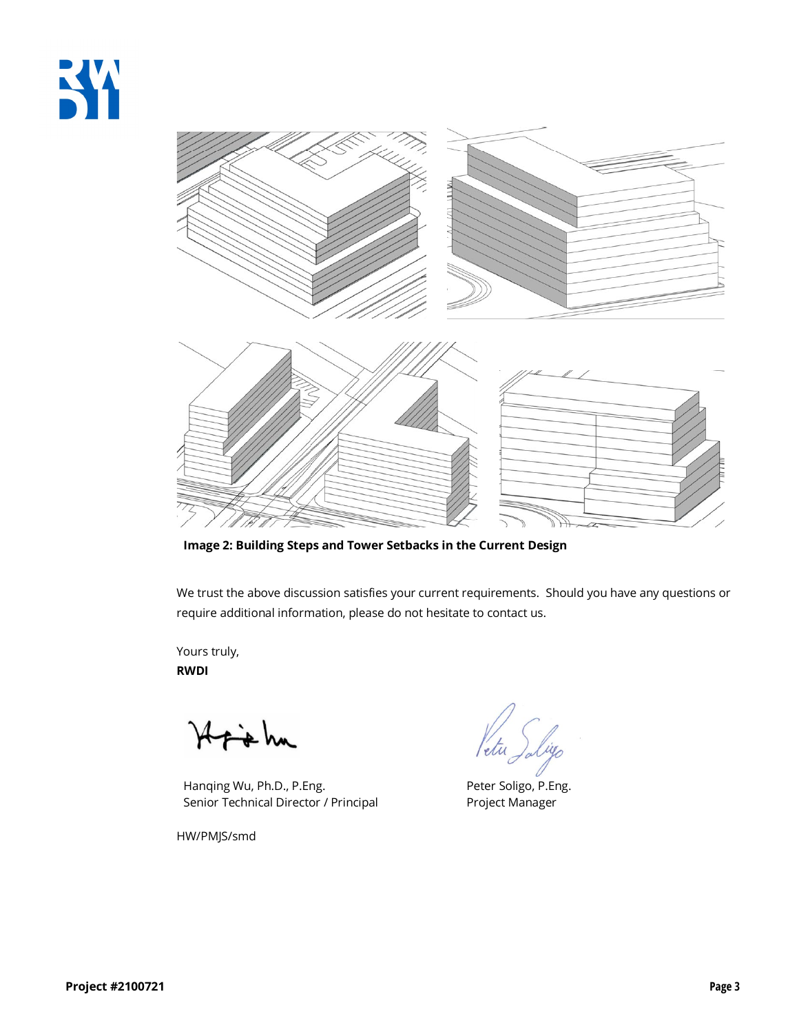**Image 2: Building Steps and Tower Setbacks in the Current Design**

We trust the above discussion satisfies your current requirements. Should you have any questions or require additional information, please do not hesitate to contact us.

Yours truly,
**RWDI**

Hanqing Wu, Ph.D., P.Eng.
Senior Technical Director / Principal

Peter Soligo, P.Eng.
Project Manager

HW/PMJS/smd